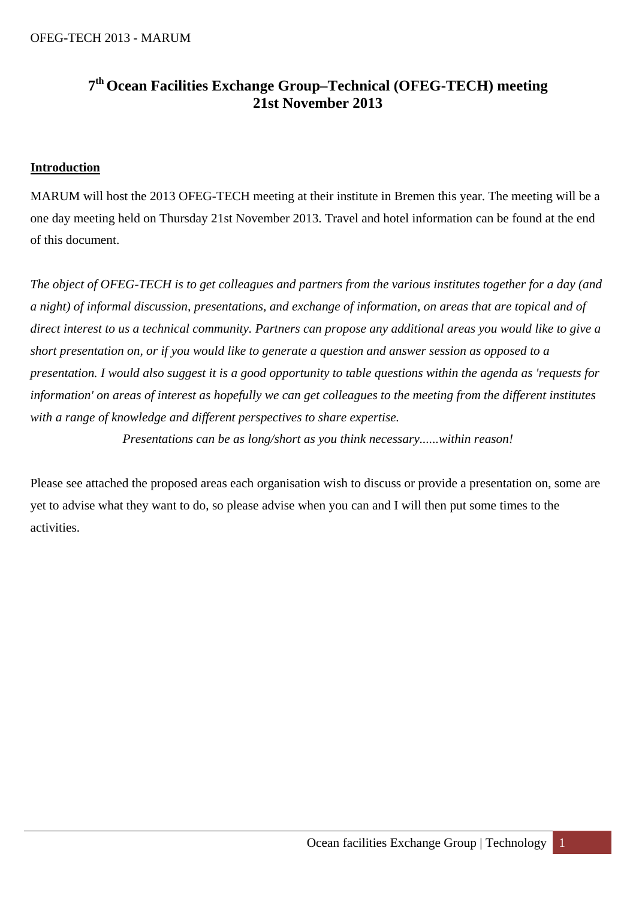# 7th Ocean Facilities Exchange Group–Technical (OFEG-TECH) meeting 21st November 2013

## Introduction

MARUM will host the 2013 OFEG-TECH meeting at their institute in Bremen this year. The meeting will be a one day meeting held on Thursday 21st November 2013. Travel and hotel information can be found at the end of this document.

*The object of OFEG-TECH is to get colleagues and partners from the various institutes together for a day (and a night) of informal discussion, presentations, and exchange of information, on areas that are topical and of direct interest to us a technical community. Partners can propose any additional areas you would like to give a short presentation on, or if you would like to generate a question and answer session as opposed to a presentation. I would also suggest it is a good opportunity to table questions within the agenda as 'requests for information' on areas of interest as hopefully we can get colleagues to the meeting from the different institutes with a range of knowledge and different perspectives to share expertise.*

*Presentations can be as long/short as you think necessary......within reason!*

Please see attached the proposed areas each organisation wish to discuss or provide a presentation on, some are yet to advise what they want to do, so please advise when you can and I will then put some times to the activities.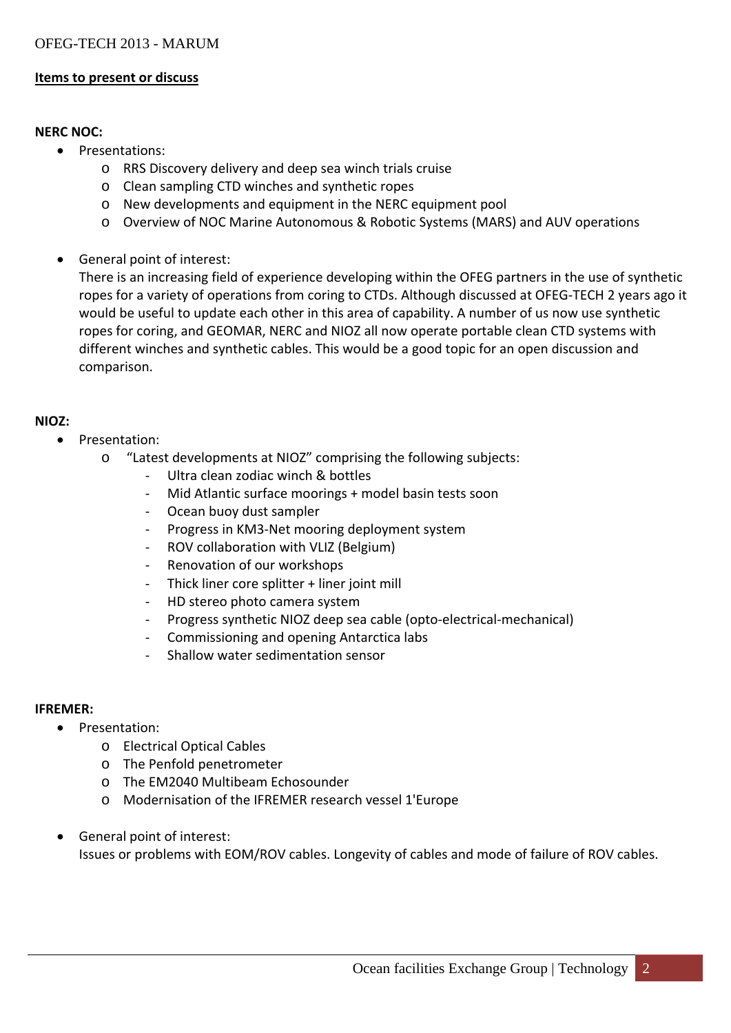OFEG-TECH 2013 - MARUM

**<u>Items to present or discuss</u>**

**NERC NOC:**

- Presentations:
    - RRS Discovery delivery and deep sea winch trials cruise
    - Clean sampling CTD winches and synthetic ropes
    - New developments and equipment in the NERC equipment pool
    - Overview of NOC Marine Autonomous & Robotic Systems (MARS) and AUV operations

- General point of interest:
  There is an increasing field of experience developing within the OFEG partners in the use of synthetic ropes for a variety of operations from coring to CTDs. Although discussed at OFEG-TECH 2 years ago it would be useful to update each other in this area of capability. A number of us now use synthetic ropes for coring, and GEOMAR, NERC and NIOZ all now operate portable clean CTD systems with different winches and synthetic cables. This would be a good topic for an open discussion and comparison.

**NIOZ:**

- Presentation:
    - "Latest developments at NIOZ" comprising the following subjects:
        - Ultra clean zodiac winch & bottles
        - Mid Atlantic surface moorings + model basin tests soon
        - Ocean buoy dust sampler
        - Progress in KM3-Net mooring deployment system
        - ROV collaboration with VLIZ (Belgium)
        - Renovation of our workshops
        - Thick liner core splitter + liner joint mill
        - HD stereo photo camera system
        - Progress synthetic NIOZ deep sea cable (opto-electrical-mechanical)
        - Commissioning and opening Antarctica labs
        - Shallow water sedimentation sensor

**IFREMER:**

- Presentation:
    - Electrical Optical Cables
    - The Penfold penetrometer
    - The EM2040 Multibeam Echosounder
    - Modernisation of the IFREMER research vessel 1'Europe

- General point of interest:
  Issues or problems with EOM/ROV cables. Longevity of cables and mode of failure of ROV cables.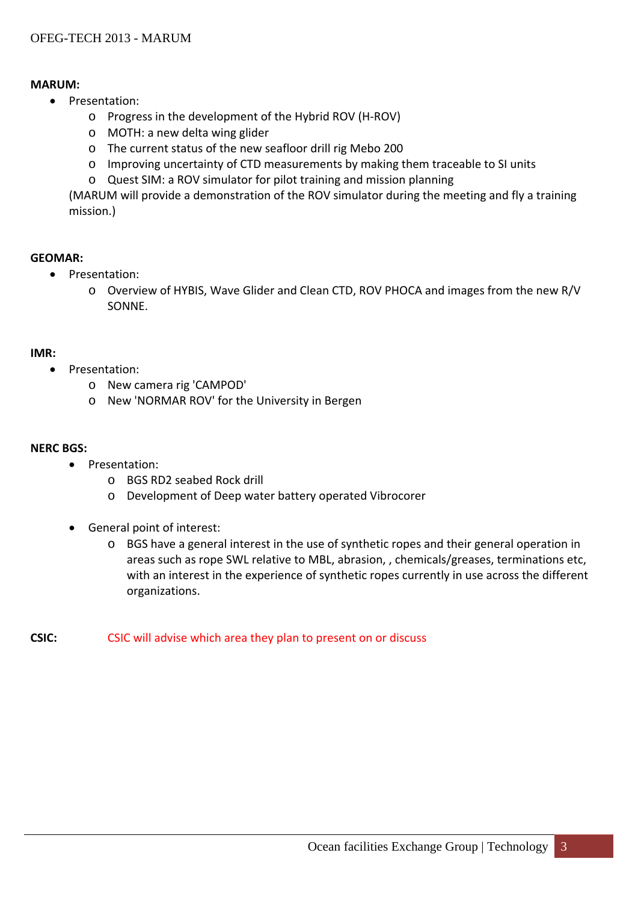**MARUM:**

- Presentation:
  - Progress in the development of the Hybrid ROV (H-ROV)
  - MOTH: a new delta wing glider
  - The current status of the new seafloor drill rig Mebo 200
  - Improving uncertainty of CTD measurements by making them traceable to SI units
  - Quest SIM: a ROV simulator for pilot training and mission planning

  (MARUM will provide a demonstration of the ROV simulator during the meeting and fly a training mission.)

**GEOMAR:**

- Presentation:
  - Overview of HYBIS, Wave Glider and Clean CTD, ROV PHOCA and images from the new R/V SONNE.

**IMR:**

- Presentation:
  - New camera rig 'CAMPOD'
  - New 'NORMAR ROV' for the University in Bergen

**NERC BGS:**

- Presentation:
  - BGS RD2 seabed Rock drill
  - Development of Deep water battery operated Vibrocorer
- General point of interest:
  - BGS have a general interest in the use of synthetic ropes and their general operation in areas such as rope SWL relative to MBL, abrasion, , chemicals/greases, terminations etc, with an interest in the experience of synthetic ropes currently in use across the different organizations.

**CSIC:** CSIC will advise which area they plan to present on or discuss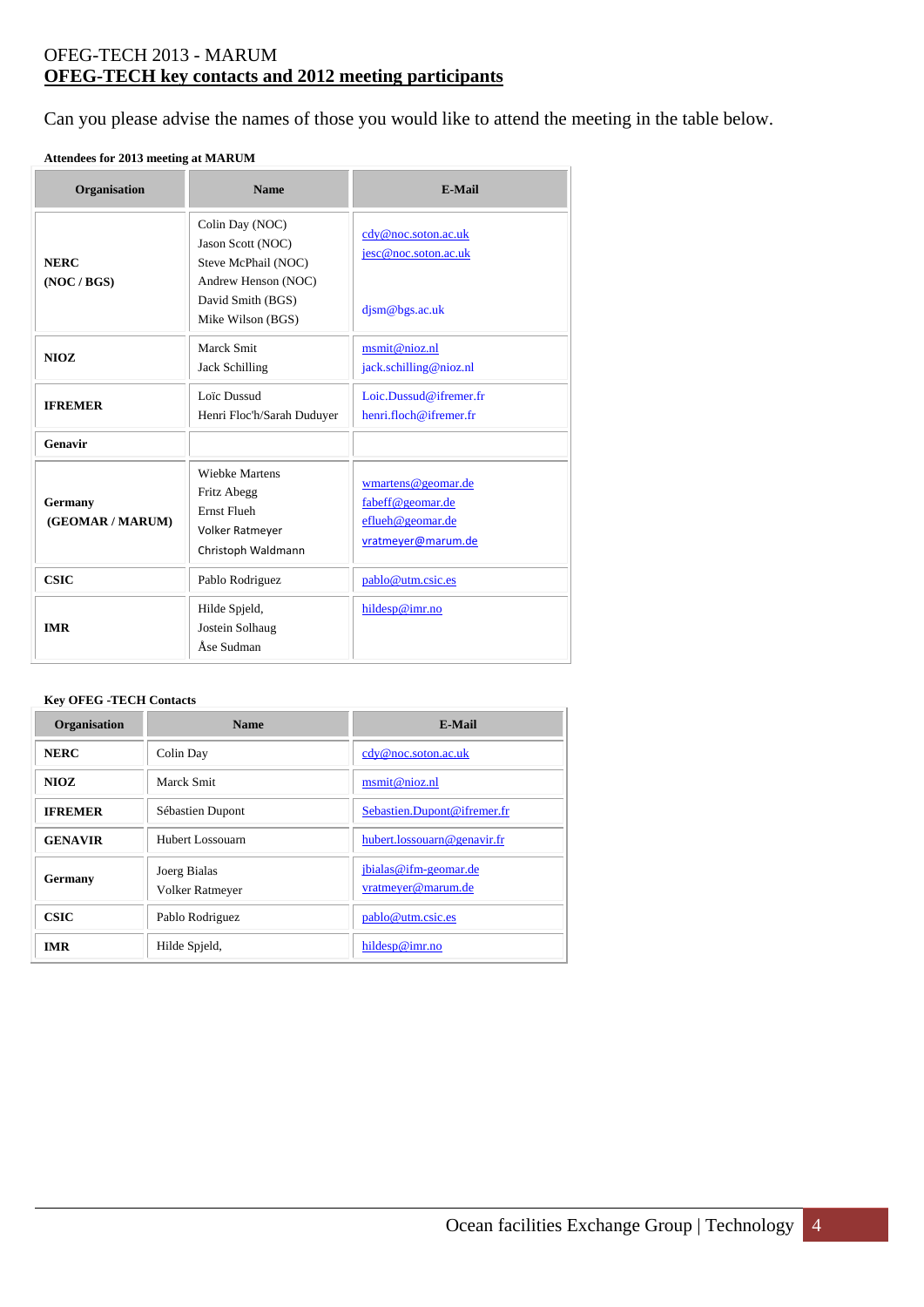OFEG-TECH 2013 - MARUM

## OFEG-TECH key contacts and 2012 meeting participants

Can you please advise the names of those you would like to attend the meeting in the table below.

**Attendees for 2013 meeting at MARUM**

| Organisation | Name | E-Mail |
|---|---|---|
| **NERC (NOC / BGS)** | Colin Day (NOC)<br>Jason Scott (NOC)<br>Steve McPhail (NOC)<br>Andrew Henson (NOC)<br>David Smith (BGS)<br>Mike Wilson (BGS) | cdy@noc.soton.ac.uk<br>jesc@noc.soton.ac.uk<br>djsm@bgs.ac.uk |
| **NIOZ** | Marck Smit<br>Jack Schilling | msmit@nioz.nl<br>jack.schilling@nioz.nl |
| **IFREMER** | Loïc Dussud<br>Henri Floc'h/Sarah Duduyer | Loic.Dussud@ifremer.fr<br>henri.floch@ifremer.fr |
| **Genavir** | | |
| **Germany (GEOMAR / MARUM)** | Wiebke Martens<br>Fritz Abegg<br>Ernst Flueh<br>Volker Ratmeyer<br>Christoph Waldmann | wmartens@geomar.de<br>fabeff@geomar.de<br>eflueh@geomar.de<br>vratmeyer@marum.de |
| **CSIC** | Pablo Rodriguez | pablo@utm.csic.es |
| **IMR** | Hilde Spjeld,<br>Jostein Solhaug<br>Åse Sudman | hildesp@imr.no |

**Key OFEG -TECH Contacts**

| Organisation | Name | E-Mail |
|---|---|---|
| **NERC** | Colin Day | cdy@noc.soton.ac.uk |
| **NIOZ** | Marck Smit | msmit@nioz.nl |
| **IFREMER** | Sébastien Dupont | Sebastien.Dupont@ifremer.fr |
| **GENAVIR** | Hubert Lossouarn | hubert.lossouarn@genavir.fr |
| **Germany** | Joerg Bialas<br>Volker Ratmeyer | jbialas@ifm-geomar.de<br>vratmeyer@marum.de |
| **CSIC** | Pablo Rodriguez | pablo@utm.csic.es |
| **IMR** | Hilde Spjeld, | hildesp@imr.no |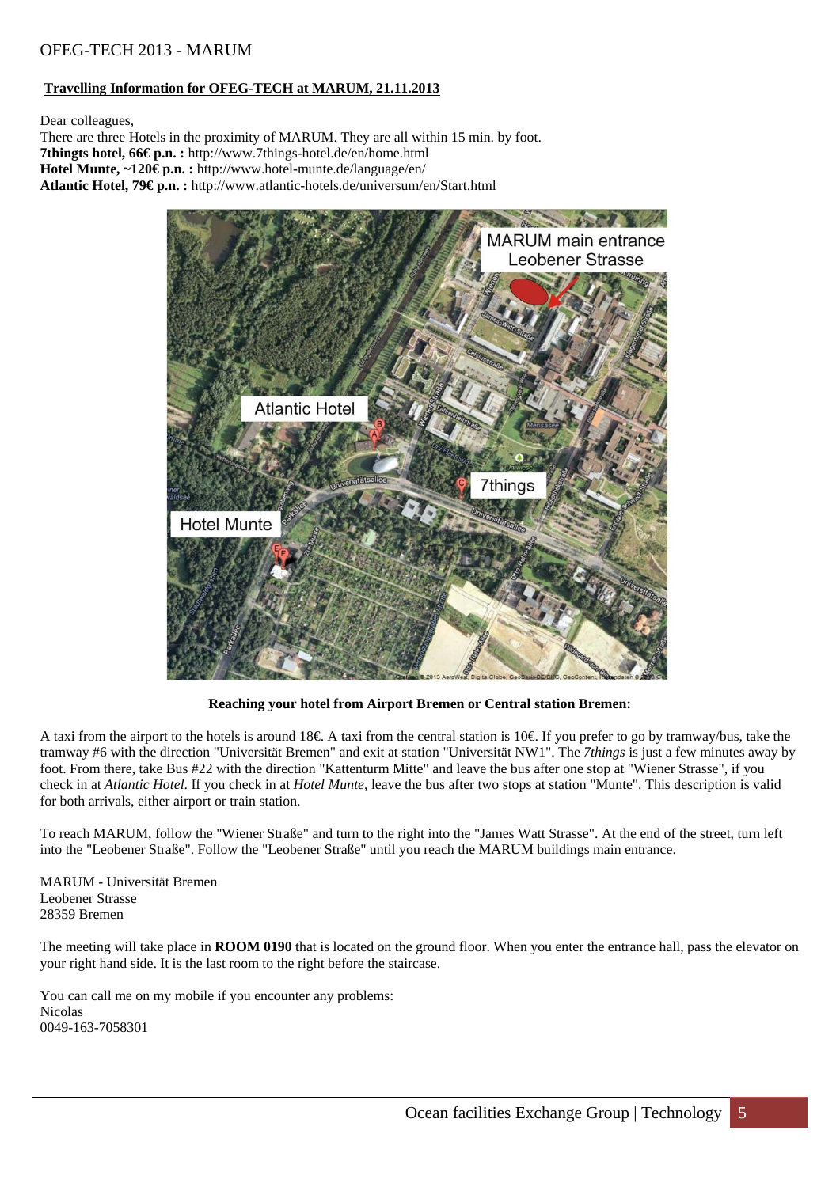**Travelling Information for OFEG-TECH at MARUM, 21.11.2013**

Dear colleagues,
There are three Hotels in the proximity of MARUM. They are all within 15 min. by foot.
**7thingts hotel, 66€ p.n. :** http://www.7things-hotel.de/en/home.html
**Hotel Munte, ~120€ p.n. :** http://www.hotel-munte.de/language/en/
**Atlantic Hotel, 79€ p.n. :** http://www.atlantic-hotels.de/universum/en/Start.html

MARUM main entrance
Leobener Strasse
Atlantic Hotel
7things
Hotel Munte

**Reaching your hotel from Airport Bremen or Central station Bremen:**

A taxi from the airport to the hotels is around 18€. A taxi from the central station is 10€. If you prefer to go by tramway/bus, take the tramway #6 with the direction "Universität Bremen" and exit at station "Universität NW1". The *7things* is just a few minutes away by foot. From there, take Bus #22 with the direction "Kattenturm Mitte" and leave the bus after one stop at "Wiener Strasse", if you check in at *Atlantic Hotel*. If you check in at *Hotel Munte*, leave the bus after two stops at station "Munte". This description is valid for both arrivals, either airport or train station.

To reach MARUM, follow the "Wiener Straße" and turn to the right into the "James Watt Strasse". At the end of the street, turn left into the "Leobener Straße". Follow the "Leobener Straße" until you reach the MARUM buildings main entrance.

MARUM - Universität Bremen
Leobener Strasse
28359 Bremen

The meeting will take place in **ROOM 0190** that is located on the ground floor. When you enter the entrance hall, pass the elevator on your right hand side. It is the last room to the right before the staircase.

You can call me on my mobile if you encounter any problems:
Nicolas
0049-163-7058301